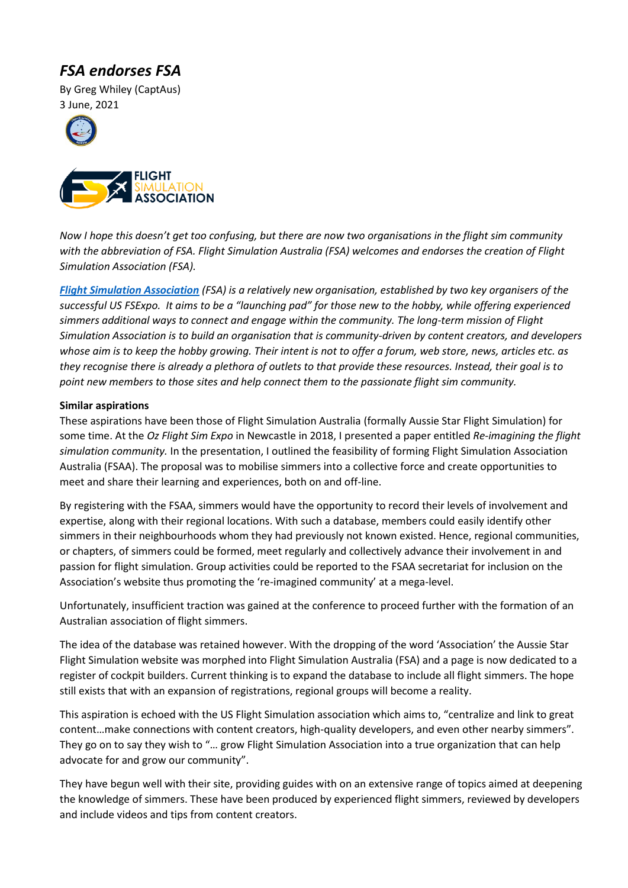# *FSA endorses FSA*

By Greg Whiley (CaptAus)
3 June, 2021

*Now I hope this doesn't get too confusing, but there are now two organisations in the flight sim community with the abbreviation of FSA. Flight Simulation Australia (FSA) welcomes and endorses the creation of Flight Simulation Association (FSA).*

***Flight Simulation Association*** *(FSA) is a relatively new organisation, established by two key organisers of the successful US FSExpo. It aims to be a "launching pad" for those new to the hobby, while offering experienced simmers additional ways to connect and engage within the community. The long-term mission of Flight Simulation Association is to build an organisation that is community-driven by content creators, and developers whose aim is to keep the hobby growing. Their intent is not to offer a forum, web store, news, articles etc. as they recognise there is already a plethora of outlets to that provide these resources. Instead, their goal is to point new members to those sites and help connect them to the passionate flight sim community.*

**Similar aspirations**

These aspirations have been those of Flight Simulation Australia (formally Aussie Star Flight Simulation) for some time. At the *Oz Flight Sim Expo* in Newcastle in 2018, I presented a paper entitled *Re-imagining the flight simulation community.* In the presentation, I outlined the feasibility of forming Flight Simulation Association Australia (FSAA). The proposal was to mobilise simmers into a collective force and create opportunities to meet and share their learning and experiences, both on and off-line.

By registering with the FSAA, simmers would have the opportunity to record their levels of involvement and expertise, along with their regional locations. With such a database, members could easily identify other simmers in their neighbourhoods whom they had previously not known existed. Hence, regional communities, or chapters, of simmers could be formed, meet regularly and collectively advance their involvement in and passion for flight simulation. Group activities could be reported to the FSAA secretariat for inclusion on the Association's website thus promoting the 're-imagined community' at a mega-level.

Unfortunately, insufficient traction was gained at the conference to proceed further with the formation of an Australian association of flight simmers.

The idea of the database was retained however. With the dropping of the word 'Association' the Aussie Star Flight Simulation website was morphed into Flight Simulation Australia (FSA) and a page is now dedicated to a register of cockpit builders. Current thinking is to expand the database to include all flight simmers. The hope still exists that with an expansion of registrations, regional groups will become a reality.

This aspiration is echoed with the US Flight Simulation association which aims to, "centralize and link to great content…make connections with content creators, high-quality developers, and even other nearby simmers". They go on to say they wish to "… grow Flight Simulation Association into a true organization that can help advocate for and grow our community".

They have begun well with their site, providing guides with on an extensive range of topics aimed at deepening the knowledge of simmers. These have been produced by experienced flight simmers, reviewed by developers and include videos and tips from content creators.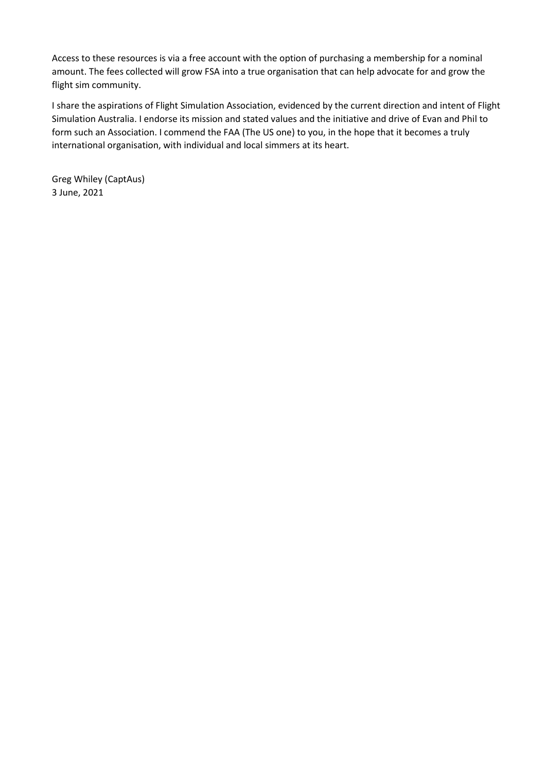Access to these resources is via a free account with the option of purchasing a membership for a nominal amount. The fees collected will grow FSA into a true organisation that can help advocate for and grow the flight sim community.

I share the aspirations of Flight Simulation Association, evidenced by the current direction and intent of Flight Simulation Australia. I endorse its mission and stated values and the initiative and drive of Evan and Phil to form such an Association. I commend the FAA (The US one) to you, in the hope that it becomes a truly international organisation, with individual and local simmers at its heart.

Greg Whiley (CaptAus)
3 June, 2021